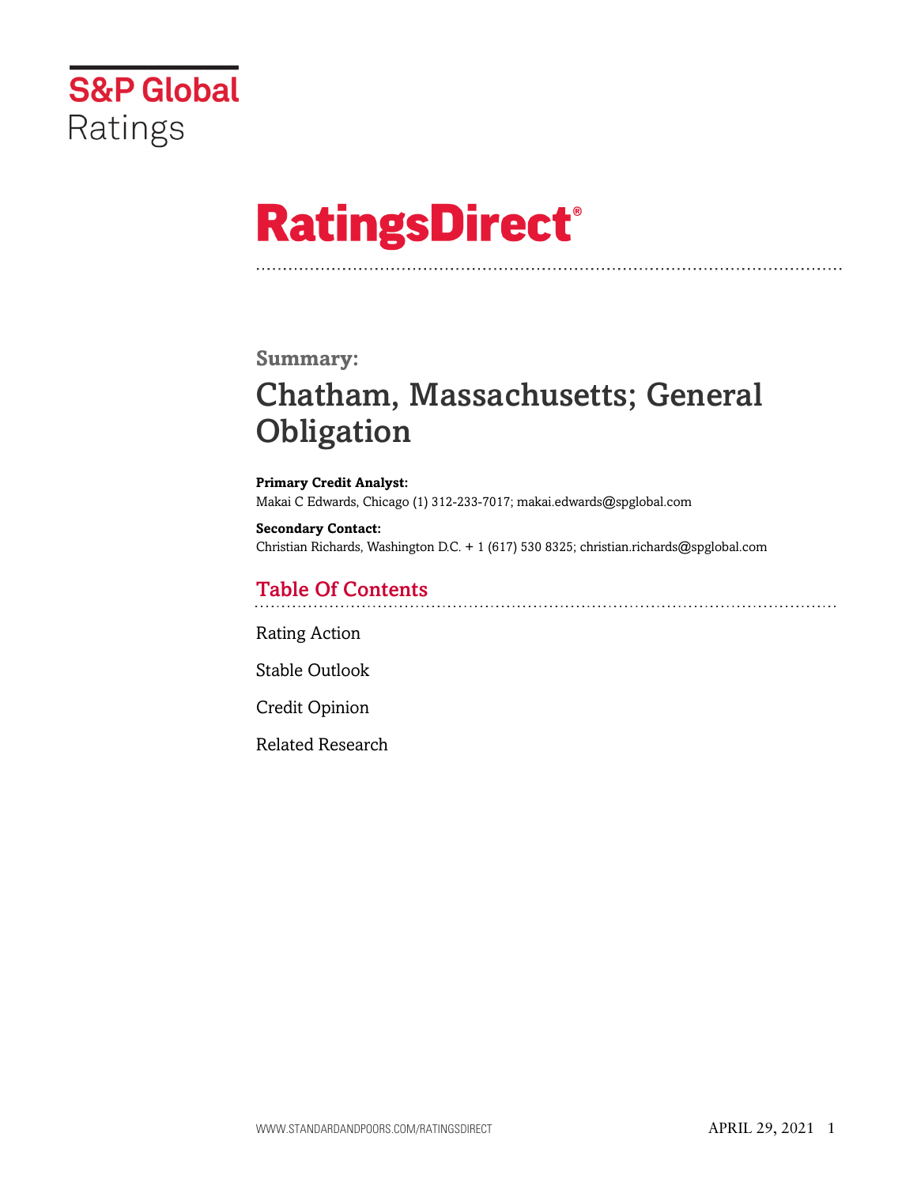S&P Global Ratings

# RatingsDirect®

## Summary:

# Chatham, Massachusetts; General Obligation

**Primary Credit Analyst:**
Makai C Edwards, Chicago (1) 312-233-7017; makai.edwards@spglobal.com

**Secondary Contact:**
Christian Richards, Washington D.C. + 1 (617) 530 8325; christian.richards@spglobal.com

## Table Of Contents

Rating Action

Stable Outlook

Credit Opinion

Related Research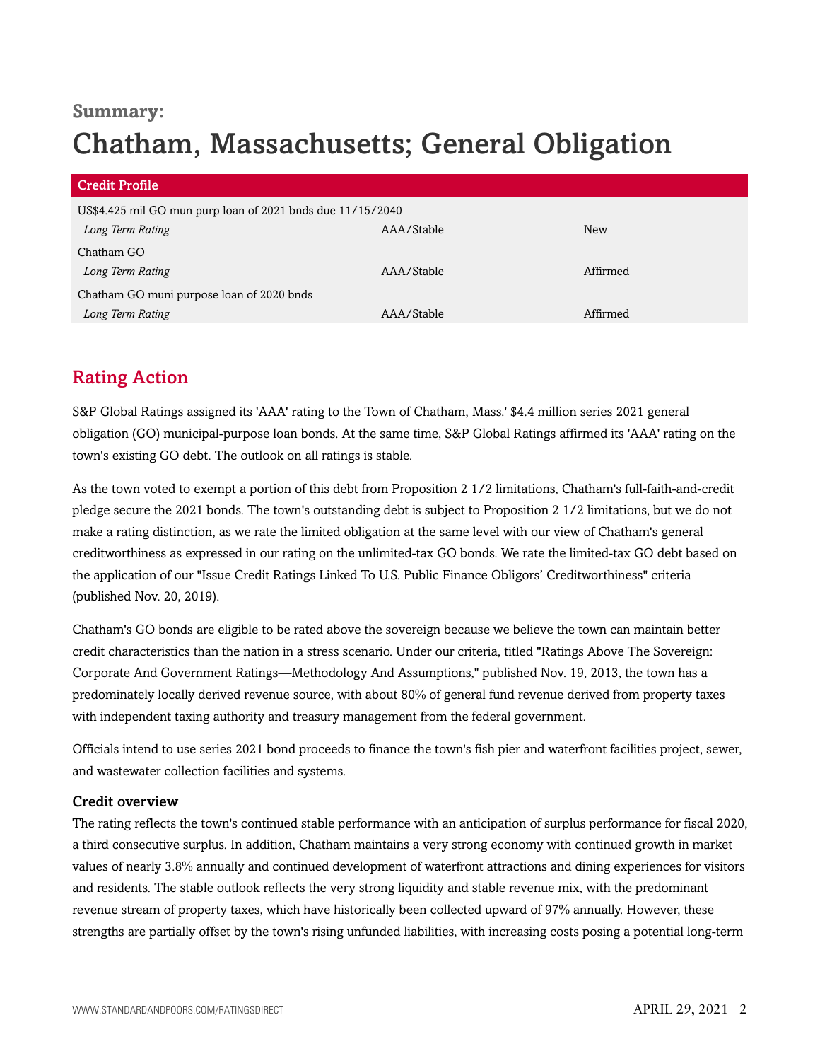**Summary:**

# Chatham, Massachusetts; General Obligation

| Credit Profile | | |
|---|---|---|
| US$4.425 mil GO mun purp loan of 2021 bnds due 11/15/2040 | | |
| *Long Term Rating* | AAA/Stable | New |
| Chatham GO | | |
| *Long Term Rating* | AAA/Stable | Affirmed |
| Chatham GO muni purpose loan of 2020 bnds | | |
| *Long Term Rating* | AAA/Stable | Affirmed |

## Rating Action

S&P Global Ratings assigned its 'AAA' rating to the Town of Chatham, Mass.' $4.4 million series 2021 general obligation (GO) municipal-purpose loan bonds. At the same time, S&P Global Ratings affirmed its 'AAA' rating on the town's existing GO debt. The outlook on all ratings is stable.

As the town voted to exempt a portion of this debt from Proposition 2 1/2 limitations, Chatham's full-faith-and-credit pledge secure the 2021 bonds. The town's outstanding debt is subject to Proposition 2 1/2 limitations, but we do not make a rating distinction, as we rate the limited obligation at the same level with our view of Chatham's general creditworthiness as expressed in our rating on the unlimited-tax GO bonds. We rate the limited-tax GO debt based on the application of our "Issue Credit Ratings Linked To U.S. Public Finance Obligors' Creditworthiness" criteria (published Nov. 20, 2019).

Chatham's GO bonds are eligible to be rated above the sovereign because we believe the town can maintain better credit characteristics than the nation in a stress scenario. Under our criteria, titled "Ratings Above The Sovereign: Corporate And Government Ratings—Methodology And Assumptions," published Nov. 19, 2013, the town has a predominately locally derived revenue source, with about 80% of general fund revenue derived from property taxes with independent taxing authority and treasury management from the federal government.

Officials intend to use series 2021 bond proceeds to finance the town's fish pier and waterfront facilities project, sewer, and wastewater collection facilities and systems.

### Credit overview

The rating reflects the town's continued stable performance with an anticipation of surplus performance for fiscal 2020, a third consecutive surplus. In addition, Chatham maintains a very strong economy with continued growth in market values of nearly 3.8% annually and continued development of waterfront attractions and dining experiences for visitors and residents. The stable outlook reflects the very strong liquidity and stable revenue mix, with the predominant revenue stream of property taxes, which have historically been collected upward of 97% annually. However, these strengths are partially offset by the town's rising unfunded liabilities, with increasing costs posing a potential long-term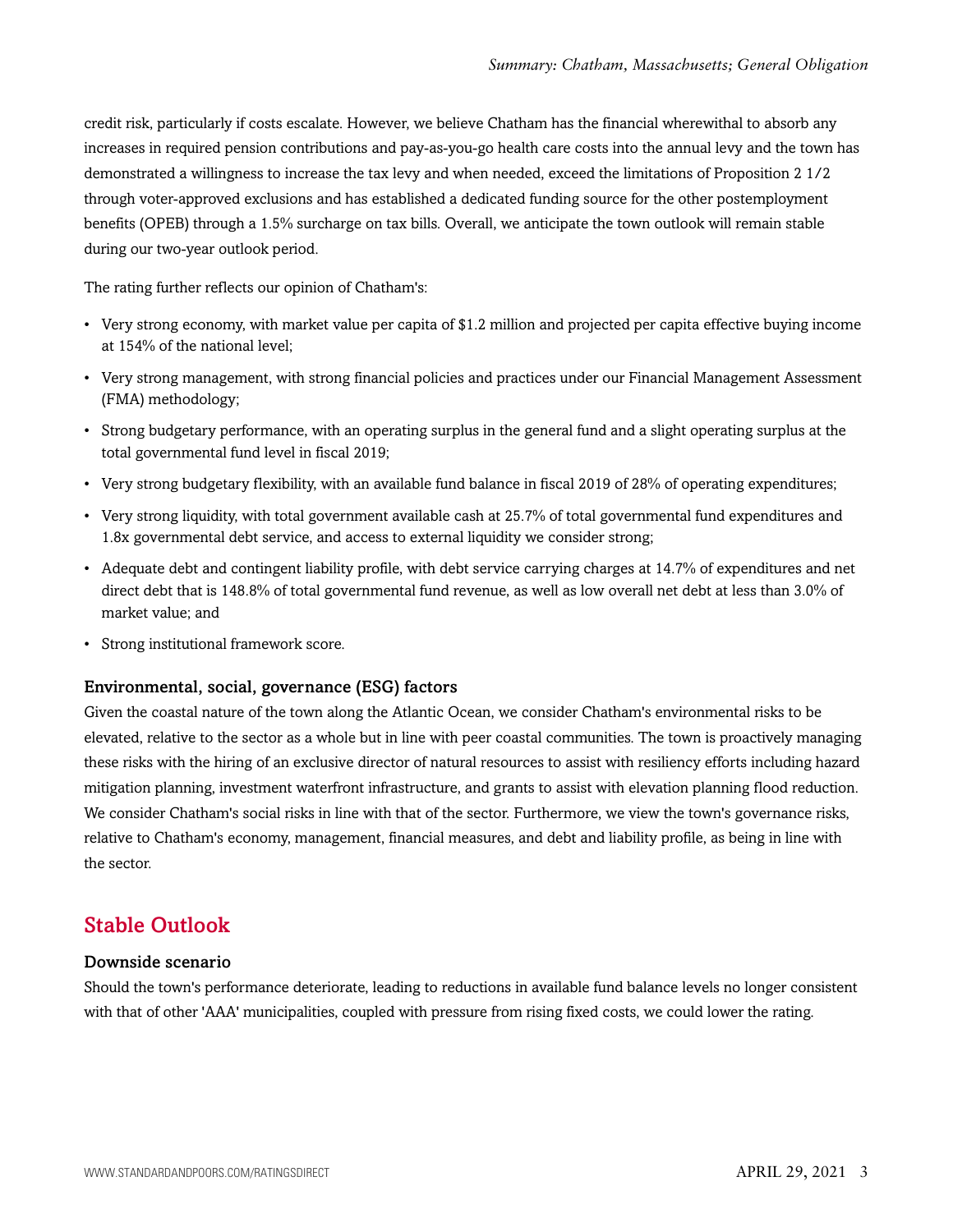credit risk, particularly if costs escalate. However, we believe Chatham has the financial wherewithal to absorb any increases in required pension contributions and pay-as-you-go health care costs into the annual levy and the town has demonstrated a willingness to increase the tax levy and when needed, exceed the limitations of Proposition 2 1/2 through voter-approved exclusions and has established a dedicated funding source for the other postemployment benefits (OPEB) through a 1.5% surcharge on tax bills. Overall, we anticipate the town outlook will remain stable during our two-year outlook period.

The rating further reflects our opinion of Chatham's:

- Very strong economy, with market value per capita of $1.2 million and projected per capita effective buying income at 154% of the national level;
- Very strong management, with strong financial policies and practices under our Financial Management Assessment (FMA) methodology;
- Strong budgetary performance, with an operating surplus in the general fund and a slight operating surplus at the total governmental fund level in fiscal 2019;
- Very strong budgetary flexibility, with an available fund balance in fiscal 2019 of 28% of operating expenditures;
- Very strong liquidity, with total government available cash at 25.7% of total governmental fund expenditures and 1.8x governmental debt service, and access to external liquidity we consider strong;
- Adequate debt and contingent liability profile, with debt service carrying charges at 14.7% of expenditures and net direct debt that is 148.8% of total governmental fund revenue, as well as low overall net debt at less than 3.0% of market value; and
- Strong institutional framework score.

### Environmental, social, governance (ESG) factors

Given the coastal nature of the town along the Atlantic Ocean, we consider Chatham's environmental risks to be elevated, relative to the sector as a whole but in line with peer coastal communities. The town is proactively managing these risks with the hiring of an exclusive director of natural resources to assist with resiliency efforts including hazard mitigation planning, investment waterfront infrastructure, and grants to assist with elevation planning flood reduction. We consider Chatham's social risks in line with that of the sector. Furthermore, we view the town's governance risks, relative to Chatham's economy, management, financial measures, and debt and liability profile, as being in line with the sector.

## Stable Outlook

### Downside scenario

Should the town's performance deteriorate, leading to reductions in available fund balance levels no longer consistent with that of other 'AAA' municipalities, coupled with pressure from rising fixed costs, we could lower the rating.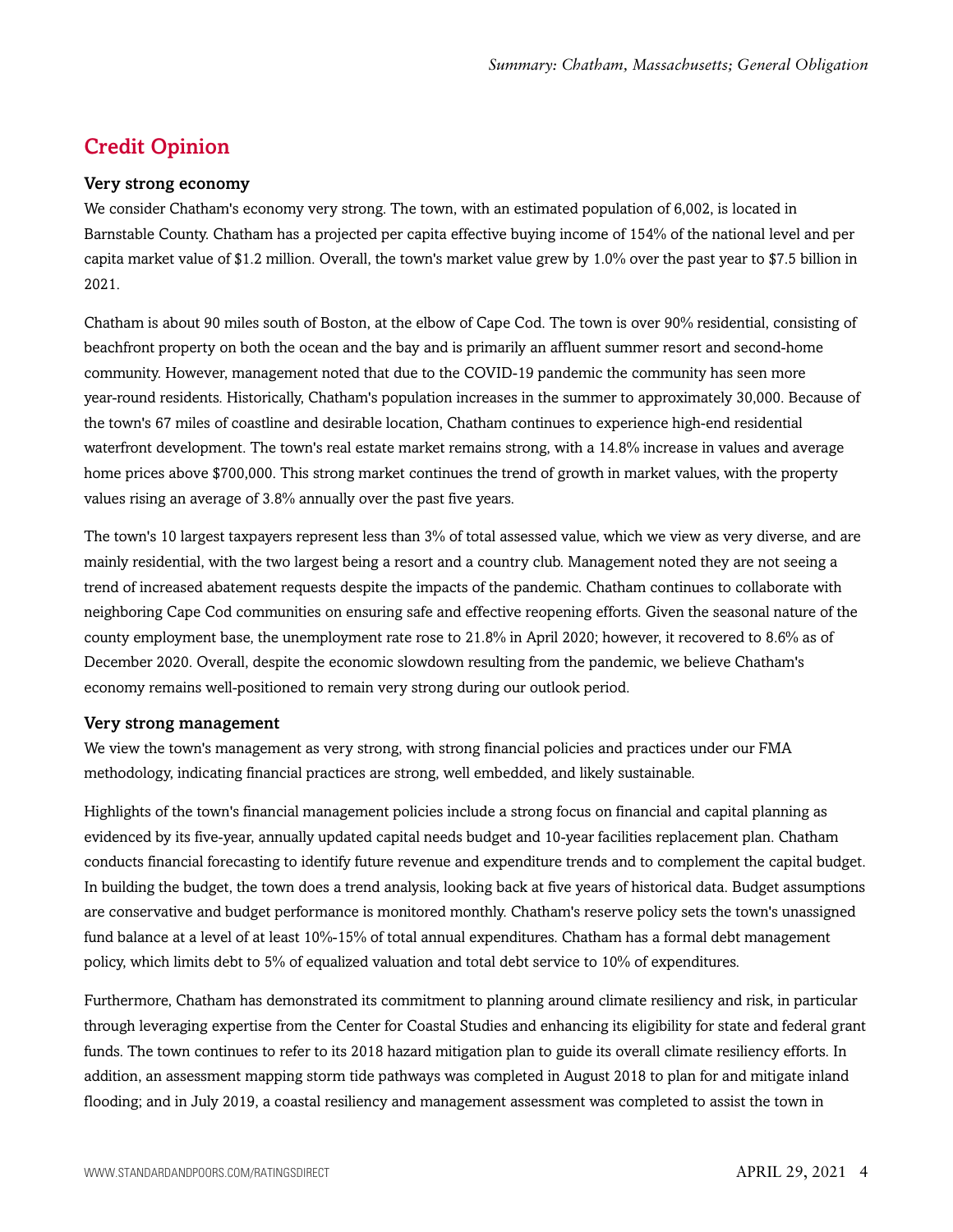## Credit Opinion

### Very strong economy

We consider Chatham's economy very strong. The town, with an estimated population of 6,002, is located in Barnstable County. Chatham has a projected per capita effective buying income of 154% of the national level and per capita market value of $1.2 million. Overall, the town's market value grew by 1.0% over the past year to $7.5 billion in 2021.

Chatham is about 90 miles south of Boston, at the elbow of Cape Cod. The town is over 90% residential, consisting of beachfront property on both the ocean and the bay and is primarily an affluent summer resort and second-home community. However, management noted that due to the COVID-19 pandemic the community has seen more year-round residents. Historically, Chatham's population increases in the summer to approximately 30,000. Because of the town's 67 miles of coastline and desirable location, Chatham continues to experience high-end residential waterfront development. The town's real estate market remains strong, with a 14.8% increase in values and average home prices above $700,000. This strong market continues the trend of growth in market values, with the property values rising an average of 3.8% annually over the past five years.

The town's 10 largest taxpayers represent less than 3% of total assessed value, which we view as very diverse, and are mainly residential, with the two largest being a resort and a country club. Management noted they are not seeing a trend of increased abatement requests despite the impacts of the pandemic. Chatham continues to collaborate with neighboring Cape Cod communities on ensuring safe and effective reopening efforts. Given the seasonal nature of the county employment base, the unemployment rate rose to 21.8% in April 2020; however, it recovered to 8.6% as of December 2020. Overall, despite the economic slowdown resulting from the pandemic, we believe Chatham's economy remains well-positioned to remain very strong during our outlook period.

### Very strong management

We view the town's management as very strong, with strong financial policies and practices under our FMA methodology, indicating financial practices are strong, well embedded, and likely sustainable.

Highlights of the town's financial management policies include a strong focus on financial and capital planning as evidenced by its five-year, annually updated capital needs budget and 10-year facilities replacement plan. Chatham conducts financial forecasting to identify future revenue and expenditure trends and to complement the capital budget. In building the budget, the town does a trend analysis, looking back at five years of historical data. Budget assumptions are conservative and budget performance is monitored monthly. Chatham's reserve policy sets the town's unassigned fund balance at a level of at least 10%-15% of total annual expenditures. Chatham has a formal debt management policy, which limits debt to 5% of equalized valuation and total debt service to 10% of expenditures.

Furthermore, Chatham has demonstrated its commitment to planning around climate resiliency and risk, in particular through leveraging expertise from the Center for Coastal Studies and enhancing its eligibility for state and federal grant funds. The town continues to refer to its 2018 hazard mitigation plan to guide its overall climate resiliency efforts. In addition, an assessment mapping storm tide pathways was completed in August 2018 to plan for and mitigate inland flooding; and in July 2019, a coastal resiliency and management assessment was completed to assist the town in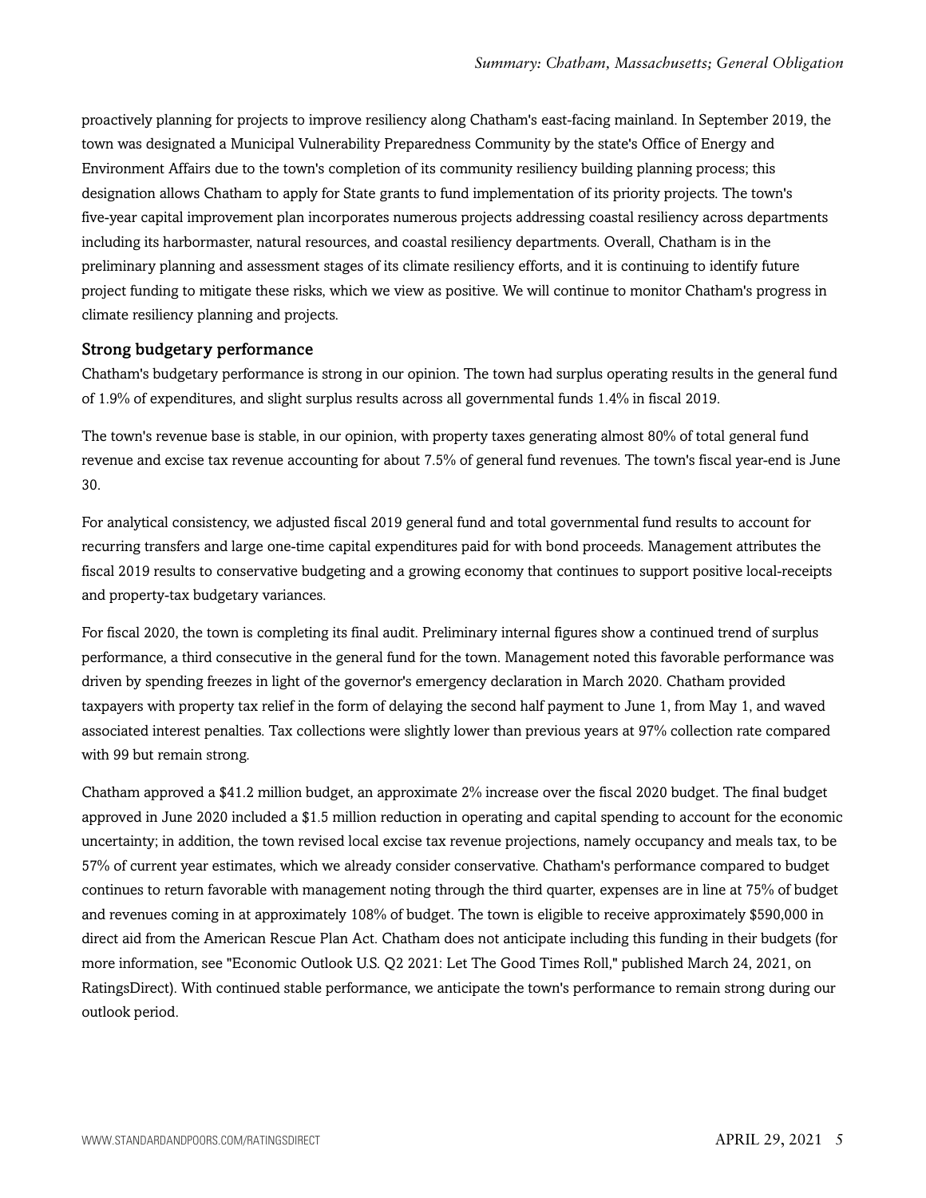proactively planning for projects to improve resiliency along Chatham's east-facing mainland. In September 2019, the town was designated a Municipal Vulnerability Preparedness Community by the state's Office of Energy and Environment Affairs due to the town's completion of its community resiliency building planning process; this designation allows Chatham to apply for State grants to fund implementation of its priority projects. The town's five-year capital improvement plan incorporates numerous projects addressing coastal resiliency across departments including its harbormaster, natural resources, and coastal resiliency departments. Overall, Chatham is in the preliminary planning and assessment stages of its climate resiliency efforts, and it is continuing to identify future project funding to mitigate these risks, which we view as positive. We will continue to monitor Chatham's progress in climate resiliency planning and projects.

### Strong budgetary performance

Chatham's budgetary performance is strong in our opinion. The town had surplus operating results in the general fund of 1.9% of expenditures, and slight surplus results across all governmental funds 1.4% in fiscal 2019.

The town's revenue base is stable, in our opinion, with property taxes generating almost 80% of total general fund revenue and excise tax revenue accounting for about 7.5% of general fund revenues. The town's fiscal year-end is June 30.

For analytical consistency, we adjusted fiscal 2019 general fund and total governmental fund results to account for recurring transfers and large one-time capital expenditures paid for with bond proceeds. Management attributes the fiscal 2019 results to conservative budgeting and a growing economy that continues to support positive local-receipts and property-tax budgetary variances.

For fiscal 2020, the town is completing its final audit. Preliminary internal figures show a continued trend of surplus performance, a third consecutive in the general fund for the town. Management noted this favorable performance was driven by spending freezes in light of the governor's emergency declaration in March 2020. Chatham provided taxpayers with property tax relief in the form of delaying the second half payment to June 1, from May 1, and waved associated interest penalties. Tax collections were slightly lower than previous years at 97% collection rate compared with 99 but remain strong.

Chatham approved a $41.2 million budget, an approximate 2% increase over the fiscal 2020 budget. The final budget approved in June 2020 included a $1.5 million reduction in operating and capital spending to account for the economic uncertainty; in addition, the town revised local excise tax revenue projections, namely occupancy and meals tax, to be 57% of current year estimates, which we already consider conservative. Chatham's performance compared to budget continues to return favorable with management noting through the third quarter, expenses are in line at 75% of budget and revenues coming in at approximately 108% of budget. The town is eligible to receive approximately $590,000 in direct aid from the American Rescue Plan Act. Chatham does not anticipate including this funding in their budgets (for more information, see "Economic Outlook U.S. Q2 2021: Let The Good Times Roll," published March 24, 2021, on RatingsDirect). With continued stable performance, we anticipate the town's performance to remain strong during our outlook period.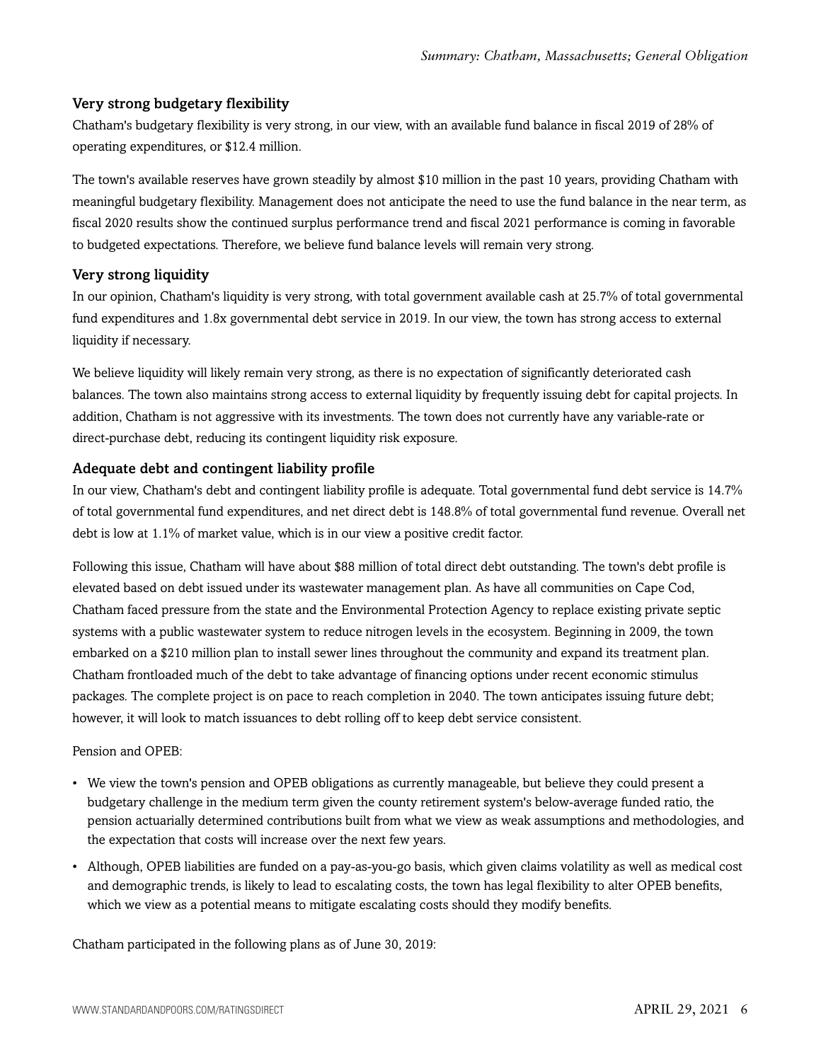### Very strong budgetary flexibility

Chatham's budgetary flexibility is very strong, in our view, with an available fund balance in fiscal 2019 of 28% of operating expenditures, or $12.4 million.

The town's available reserves have grown steadily by almost $10 million in the past 10 years, providing Chatham with meaningful budgetary flexibility. Management does not anticipate the need to use the fund balance in the near term, as fiscal 2020 results show the continued surplus performance trend and fiscal 2021 performance is coming in favorable to budgeted expectations. Therefore, we believe fund balance levels will remain very strong.

### Very strong liquidity

In our opinion, Chatham's liquidity is very strong, with total government available cash at 25.7% of total governmental fund expenditures and 1.8x governmental debt service in 2019. In our view, the town has strong access to external liquidity if necessary.

We believe liquidity will likely remain very strong, as there is no expectation of significantly deteriorated cash balances. The town also maintains strong access to external liquidity by frequently issuing debt for capital projects. In addition, Chatham is not aggressive with its investments. The town does not currently have any variable-rate or direct-purchase debt, reducing its contingent liquidity risk exposure.

### Adequate debt and contingent liability profile

In our view, Chatham's debt and contingent liability profile is adequate. Total governmental fund debt service is 14.7% of total governmental fund expenditures, and net direct debt is 148.8% of total governmental fund revenue. Overall net debt is low at 1.1% of market value, which is in our view a positive credit factor.

Following this issue, Chatham will have about $88 million of total direct debt outstanding. The town's debt profile is elevated based on debt issued under its wastewater management plan. As have all communities on Cape Cod, Chatham faced pressure from the state and the Environmental Protection Agency to replace existing private septic systems with a public wastewater system to reduce nitrogen levels in the ecosystem. Beginning in 2009, the town embarked on a $210 million plan to install sewer lines throughout the community and expand its treatment plan. Chatham frontloaded much of the debt to take advantage of financing options under recent economic stimulus packages. The complete project is on pace to reach completion in 2040. The town anticipates issuing future debt; however, it will look to match issuances to debt rolling off to keep debt service consistent.

Pension and OPEB:

- We view the town's pension and OPEB obligations as currently manageable, but believe they could present a budgetary challenge in the medium term given the county retirement system's below-average funded ratio, the pension actuarially determined contributions built from what we view as weak assumptions and methodologies, and the expectation that costs will increase over the next few years.
- Although, OPEB liabilities are funded on a pay-as-you-go basis, which given claims volatility as well as medical cost and demographic trends, is likely to lead to escalating costs, the town has legal flexibility to alter OPEB benefits, which we view as a potential means to mitigate escalating costs should they modify benefits.

Chatham participated in the following plans as of June 30, 2019: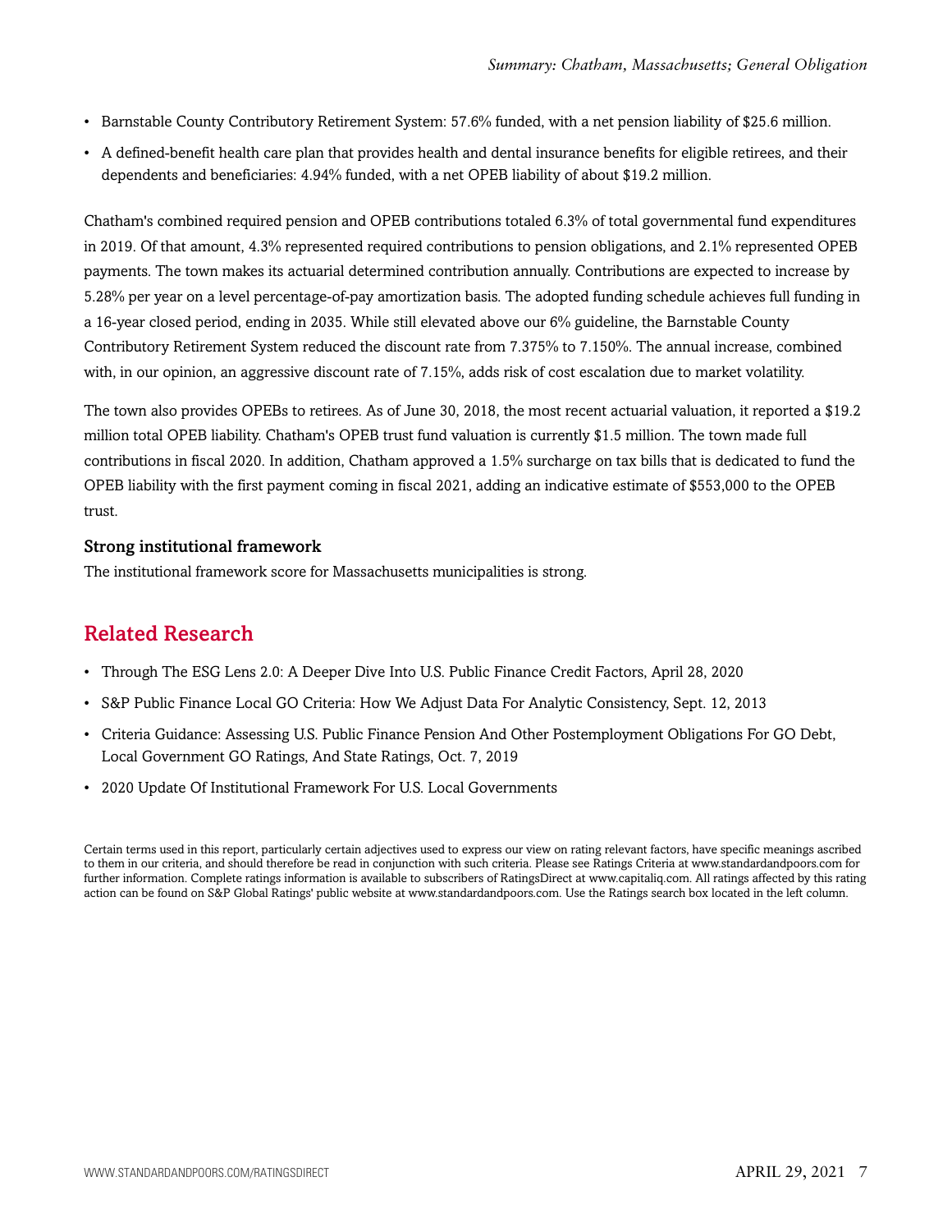- Barnstable County Contributory Retirement System: 57.6% funded, with a net pension liability of $25.6 million.
- A defined-benefit health care plan that provides health and dental insurance benefits for eligible retirees, and their dependents and beneficiaries: 4.94% funded, with a net OPEB liability of about $19.2 million.

Chatham's combined required pension and OPEB contributions totaled 6.3% of total governmental fund expenditures in 2019. Of that amount, 4.3% represented required contributions to pension obligations, and 2.1% represented OPEB payments. The town makes its actuarial determined contribution annually. Contributions are expected to increase by 5.28% per year on a level percentage-of-pay amortization basis. The adopted funding schedule achieves full funding in a 16-year closed period, ending in 2035. While still elevated above our 6% guideline, the Barnstable County Contributory Retirement System reduced the discount rate from 7.375% to 7.150%. The annual increase, combined with, in our opinion, an aggressive discount rate of 7.15%, adds risk of cost escalation due to market volatility.

The town also provides OPEBs to retirees. As of June 30, 2018, the most recent actuarial valuation, it reported a $19.2 million total OPEB liability. Chatham's OPEB trust fund valuation is currently $1.5 million. The town made full contributions in fiscal 2020. In addition, Chatham approved a 1.5% surcharge on tax bills that is dedicated to fund the OPEB liability with the first payment coming in fiscal 2021, adding an indicative estimate of $553,000 to the OPEB trust.

### Strong institutional framework

The institutional framework score for Massachusetts municipalities is strong.

## Related Research

- Through The ESG Lens 2.0: A Deeper Dive Into U.S. Public Finance Credit Factors, April 28, 2020
- S&P Public Finance Local GO Criteria: How We Adjust Data For Analytic Consistency, Sept. 12, 2013
- Criteria Guidance: Assessing U.S. Public Finance Pension And Other Postemployment Obligations For GO Debt, Local Government GO Ratings, And State Ratings, Oct. 7, 2019
- 2020 Update Of Institutional Framework For U.S. Local Governments

Certain terms used in this report, particularly certain adjectives used to express our view on rating relevant factors, have specific meanings ascribed to them in our criteria, and should therefore be read in conjunction with such criteria. Please see Ratings Criteria at www.standardandpoors.com for further information. Complete ratings information is available to subscribers of RatingsDirect at www.capitaliq.com. All ratings affected by this rating action can be found on S&P Global Ratings' public website at www.standardandpoors.com. Use the Ratings search box located in the left column.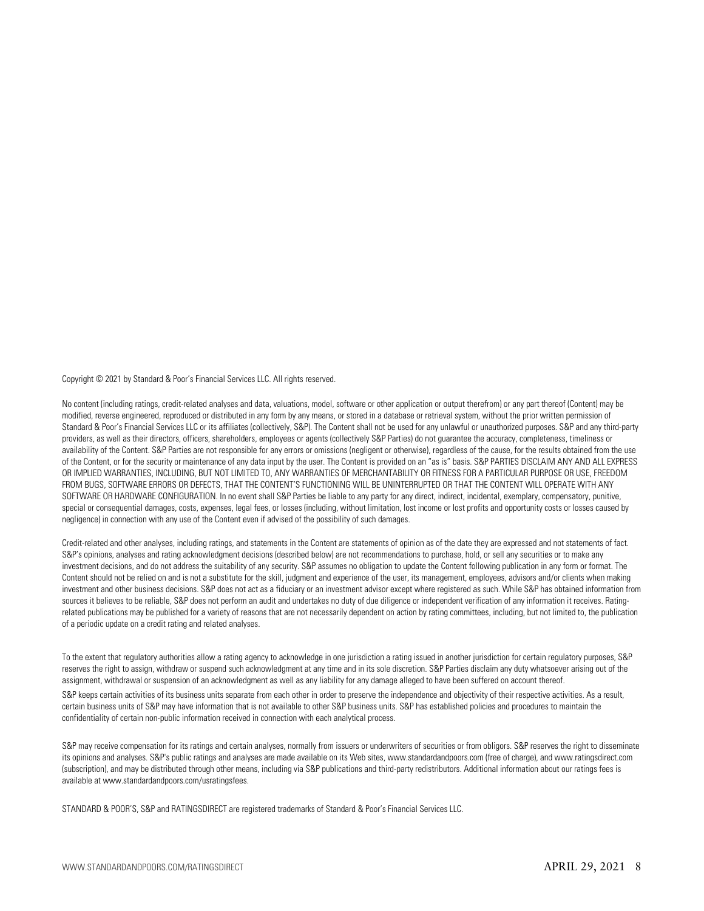Copyright © 2021 by Standard & Poor's Financial Services LLC. All rights reserved.

No content (including ratings, credit-related analyses and data, valuations, model, software or other application or output therefrom) or any part thereof (Content) may be modified, reverse engineered, reproduced or distributed in any form by any means, or stored in a database or retrieval system, without the prior written permission of Standard & Poor's Financial Services LLC or its affiliates (collectively, S&P). The Content shall not be used for any unlawful or unauthorized purposes. S&P and any third-party providers, as well as their directors, officers, shareholders, employees or agents (collectively S&P Parties) do not guarantee the accuracy, completeness, timeliness or availability of the Content. S&P Parties are not responsible for any errors or omissions (negligent or otherwise), regardless of the cause, for the results obtained from the use of the Content, or for the security or maintenance of any data input by the user. The Content is provided on an "as is" basis. S&P PARTIES DISCLAIM ANY AND ALL EXPRESS OR IMPLIED WARRANTIES, INCLUDING, BUT NOT LIMITED TO, ANY WARRANTIES OF MERCHANTABILITY OR FITNESS FOR A PARTICULAR PURPOSE OR USE, FREEDOM FROM BUGS, SOFTWARE ERRORS OR DEFECTS, THAT THE CONTENT'S FUNCTIONING WILL BE UNINTERRUPTED OR THAT THE CONTENT WILL OPERATE WITH ANY SOFTWARE OR HARDWARE CONFIGURATION. In no event shall S&P Parties be liable to any party for any direct, indirect, incidental, exemplary, compensatory, punitive, special or consequential damages, costs, expenses, legal fees, or losses (including, without limitation, lost income or lost profits and opportunity costs or losses caused by negligence) in connection with any use of the Content even if advised of the possibility of such damages.

Credit-related and other analyses, including ratings, and statements in the Content are statements of opinion as of the date they are expressed and not statements of fact. S&P's opinions, analyses and rating acknowledgment decisions (described below) are not recommendations to purchase, hold, or sell any securities or to make any investment decisions, and do not address the suitability of any security. S&P assumes no obligation to update the Content following publication in any form or format. The Content should not be relied on and is not a substitute for the skill, judgment and experience of the user, its management, employees, advisors and/or clients when making investment and other business decisions. S&P does not act as a fiduciary or an investment advisor except where registered as such. While S&P has obtained information from sources it believes to be reliable, S&P does not perform an audit and undertakes no duty of due diligence or independent verification of any information it receives. Rating-related publications may be published for a variety of reasons that are not necessarily dependent on action by rating committees, including, but not limited to, the publication of a periodic update on a credit rating and related analyses.

To the extent that regulatory authorities allow a rating agency to acknowledge in one jurisdiction a rating issued in another jurisdiction for certain regulatory purposes, S&P reserves the right to assign, withdraw or suspend such acknowledgment at any time and in its sole discretion. S&P Parties disclaim any duty whatsoever arising out of the assignment, withdrawal or suspension of an acknowledgment as well as any liability for any damage alleged to have been suffered on account thereof.

S&P keeps certain activities of its business units separate from each other in order to preserve the independence and objectivity of their respective activities. As a result, certain business units of S&P may have information that is not available to other S&P business units. S&P has established policies and procedures to maintain the confidentiality of certain non-public information received in connection with each analytical process.

S&P may receive compensation for its ratings and certain analyses, normally from issuers or underwriters of securities or from obligors. S&P reserves the right to disseminate its opinions and analyses. S&P's public ratings and analyses are made available on its Web sites, www.standardandpoors.com (free of charge), and www.ratingsdirect.com (subscription), and may be distributed through other means, including via S&P publications and third-party redistributors. Additional information about our ratings fees is available at www.standardandpoors.com/usratingsfees.

STANDARD & POOR'S, S&P and RATINGSDIRECT are registered trademarks of Standard & Poor's Financial Services LLC.